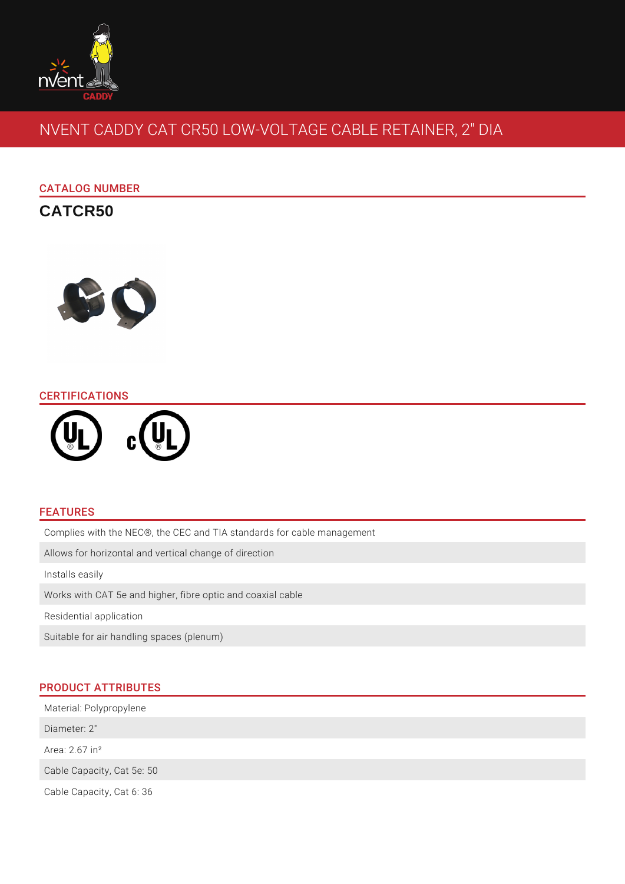# NVENT CADDY CAT CR50 LOW-VOLTAGE CABLE RETAINER, 2" DIA

## CATALOG NUMBER

**CATCR50**

## CERTIFICATIONS

## FEATURES

- Complies with the NEC®, the CEC and TIA standards for cable management
- Allows for horizontal and vertical change of direction
- Installs easily
- Works with CAT 5e and higher, fibre optic and coaxial cable
- Residential application
- Suitable for air handling spaces (plenum)

## PRODUCT ATTRIBUTES

- Material: Polypropylene
- Diameter: 2"
- Area: 2.67 $in^2$
- Cable Capacity, Cat 5e: 50
- Cable Capacity, Cat 6: 36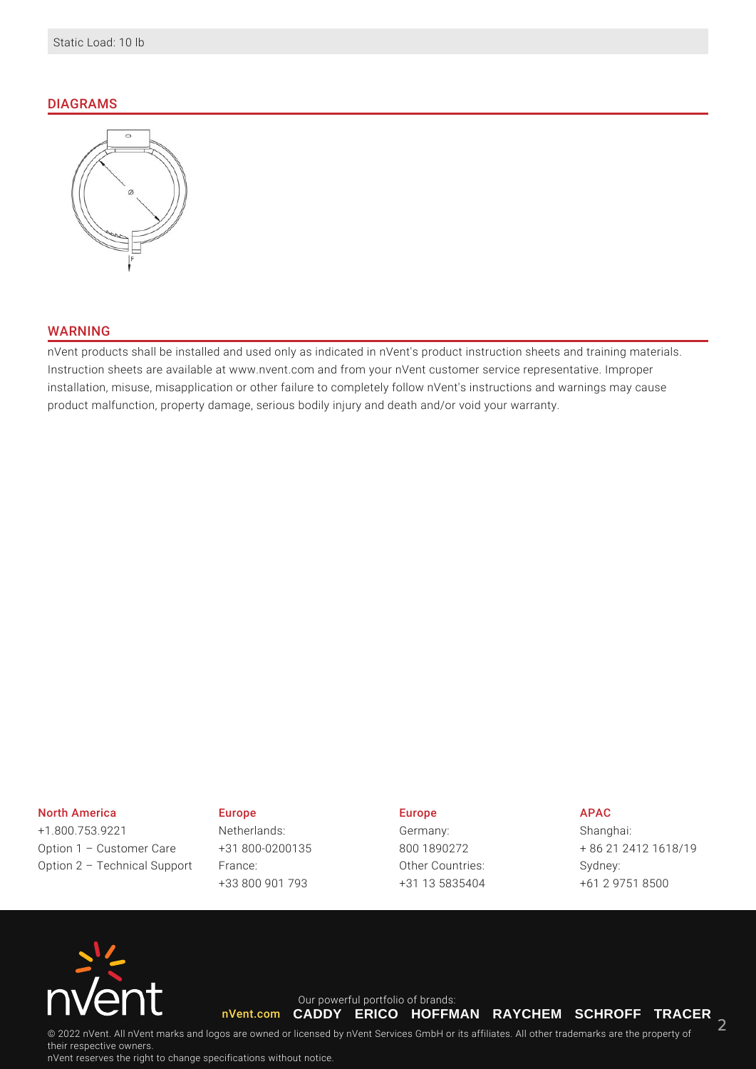Static Load: 10 lb

## DIAGRAMS

## WARNING

nVent products shall be installed and used only as indicated in nVent's product instruction sheets and training materials. Instruction sheets are available at www.nvent.com and from your nVent customer service representative. Improper installation, misuse, misapplication or other failure to completely follow nVent's instructions and warnings may cause product malfunction, property damage, serious bodily injury and death and/or void your warranty.

**North America**
+1.800.753.9221
Option 1 – Customer Care
Option 2 – Technical Support

**Europe**
Netherlands:
+31 800-0200135
France:
+33 800 901 793

**Europe**
Germany:
800 1890272
Other Countries:
+31 13 5835404

**APAC**
Shanghai:
+ 86 21 2412 1618/19
Sydney:
+61 2 9751 8500

Our powerful portfolio of brands:
nVent.com CADDY ERICO HOFFMAN RAYCHEM SCHROFF TRACER

© 2022 nVent. All nVent marks and logos are owned or licensed by nVent Services GmbH or its affiliates. All other trademarks are the property of their respective owners.
nVent reserves the right to change specifications without notice.